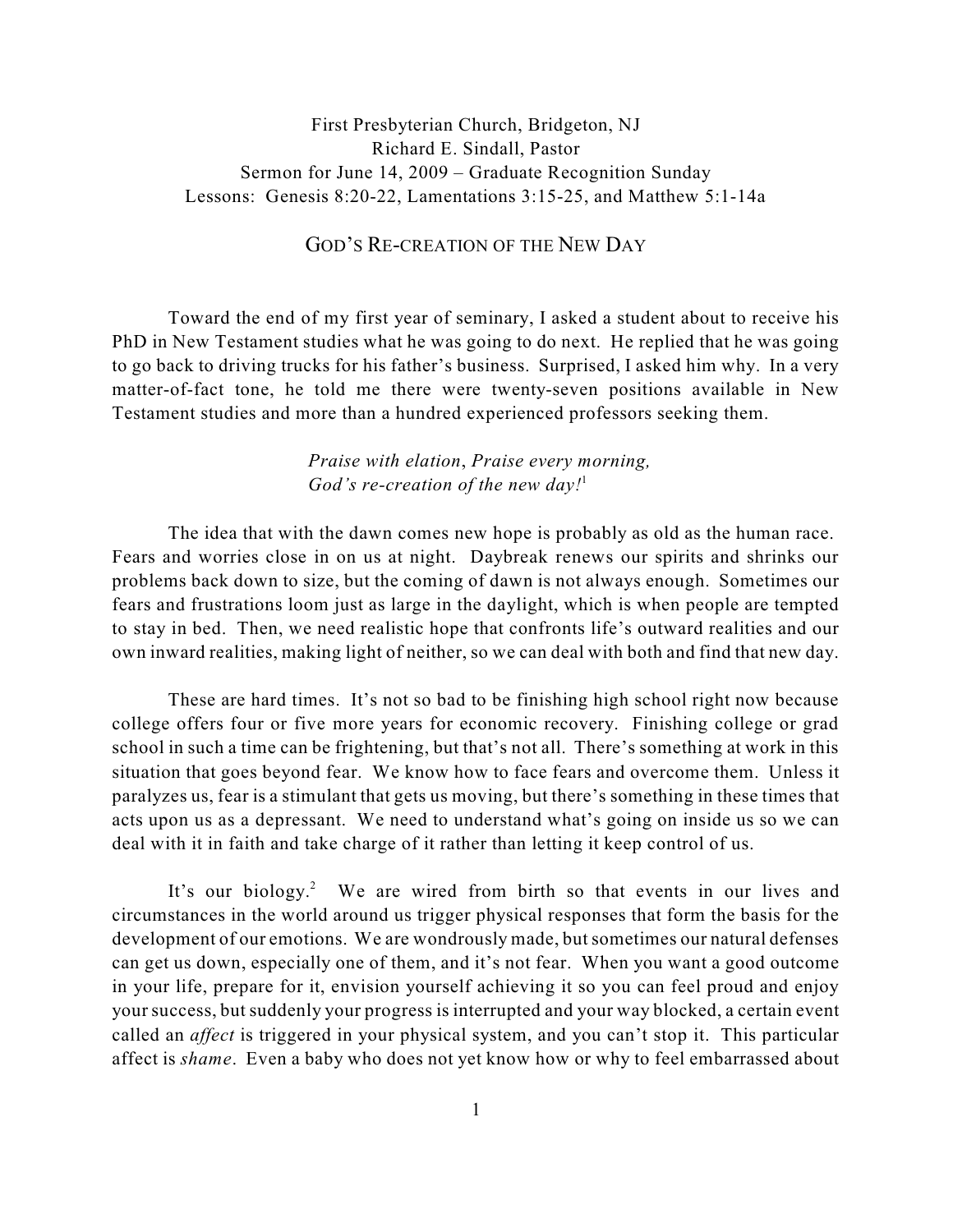First Presbyterian Church, Bridgeton, NJ
Richard E. Sindall, Pastor
Sermon for June 14, 2009 – Graduate Recognition Sunday
Lessons: Genesis 8:20-22, Lamentations 3:15-25, and Matthew 5:1-14a

# GOD'S RE-CREATION OF THE NEW DAY

Toward the end of my first year of seminary, I asked a student about to receive his PhD in New Testament studies what he was going to do next. He replied that he was going to go back to driving trucks for his father's business. Surprised, I asked him why. In a very matter-of-fact tone, he told me there were twenty-seven positions available in New Testament studies and more than a hundred experienced professors seeking them.

> *Praise with elation*, *Praise every morning,*
> *God's re-creation of the new day!*[1]

The idea that with the dawn comes new hope is probably as old as the human race. Fears and worries close in on us at night. Daybreak renews our spirits and shrinks our problems back down to size, but the coming of dawn is not always enough. Sometimes our fears and frustrations loom just as large in the daylight, which is when people are tempted to stay in bed. Then, we need realistic hope that confronts life's outward realities and our own inward realities, making light of neither, so we can deal with both and find that new day.

These are hard times. It's not so bad to be finishing high school right now because college offers four or five more years for economic recovery. Finishing college or grad school in such a time can be frightening, but that's not all. There's something at work in this situation that goes beyond fear. We know how to face fears and overcome them. Unless it paralyzes us, fear is a stimulant that gets us moving, but there's something in these times that acts upon us as a depressant. We need to understand what's going on inside us so we can deal with it in faith and take charge of it rather than letting it keep control of us.

It's our biology.[2] We are wired from birth so that events in our lives and circumstances in the world around us trigger physical responses that form the basis for the development of our emotions. We are wondrously made, but sometimes our natural defenses can get us down, especially one of them, and it's not fear. When you want a good outcome in your life, prepare for it, envision yourself achieving it so you can feel proud and enjoy your success, but suddenly your progress is interrupted and your way blocked, a certain event called an *affect* is triggered in your physical system, and you can't stop it. This particular affect is *shame*. Even a baby who does not yet know how or why to feel embarrassed about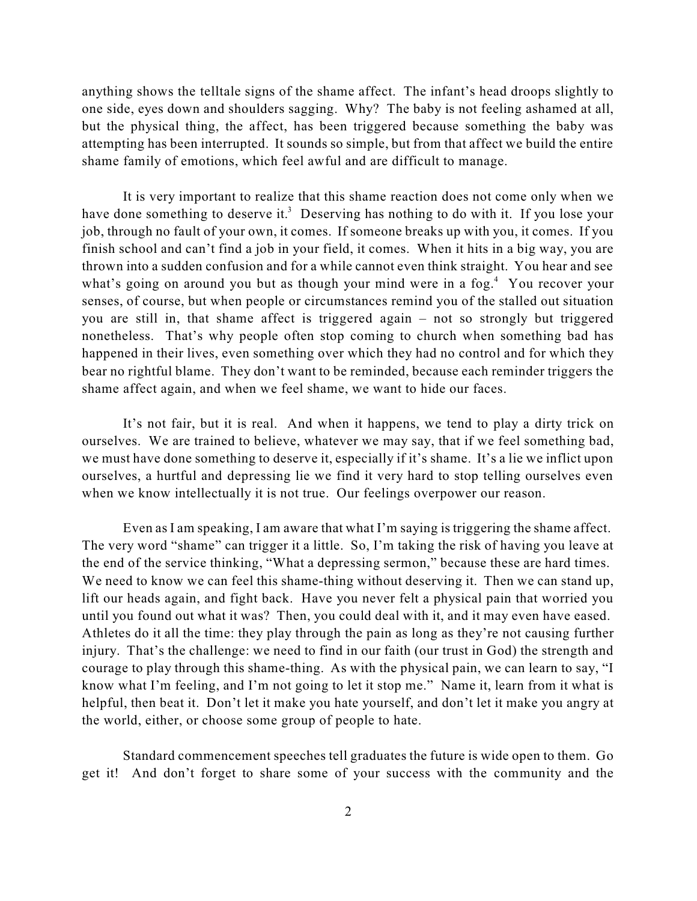anything shows the telltale signs of the shame affect. The infant's head droops slightly to one side, eyes down and shoulders sagging. Why? The baby is not feeling ashamed at all, but the physical thing, the affect, has been triggered because something the baby was attempting has been interrupted. It sounds so simple, but from that affect we build the entire shame family of emotions, which feel awful and are difficult to manage.

It is very important to realize that this shame reaction does not come only when we have done something to deserve it.[3] Deserving has nothing to do with it. If you lose your job, through no fault of your own, it comes. If someone breaks up with you, it comes. If you finish school and can't find a job in your field, it comes. When it hits in a big way, you are thrown into a sudden confusion and for a while cannot even think straight. You hear and see what's going on around you but as though your mind were in a fog.[4] You recover your senses, of course, but when people or circumstances remind you of the stalled out situation you are still in, that shame affect is triggered again – not so strongly but triggered nonetheless. That's why people often stop coming to church when something bad has happened in their lives, even something over which they had no control and for which they bear no rightful blame. They don't want to be reminded, because each reminder triggers the shame affect again, and when we feel shame, we want to hide our faces.

It's not fair, but it is real. And when it happens, we tend to play a dirty trick on ourselves. We are trained to believe, whatever we may say, that if we feel something bad, we must have done something to deserve it, especially if it's shame. It's a lie we inflict upon ourselves, a hurtful and depressing lie we find it very hard to stop telling ourselves even when we know intellectually it is not true. Our feelings overpower our reason.

Even as I am speaking, I am aware that what I'm saying is triggering the shame affect. The very word "shame" can trigger it a little. So, I'm taking the risk of having you leave at the end of the service thinking, "What a depressing sermon," because these are hard times. We need to know we can feel this shame-thing without deserving it. Then we can stand up, lift our heads again, and fight back. Have you never felt a physical pain that worried you until you found out what it was? Then, you could deal with it, and it may even have eased. Athletes do it all the time: they play through the pain as long as they're not causing further injury. That's the challenge: we need to find in our faith (our trust in God) the strength and courage to play through this shame-thing. As with the physical pain, we can learn to say, "I know what I'm feeling, and I'm not going to let it stop me." Name it, learn from it what is helpful, then beat it. Don't let it make you hate yourself, and don't let it make you angry at the world, either, or choose some group of people to hate.

Standard commencement speeches tell graduates the future is wide open to them. Go get it! And don't forget to share some of your success with the community and the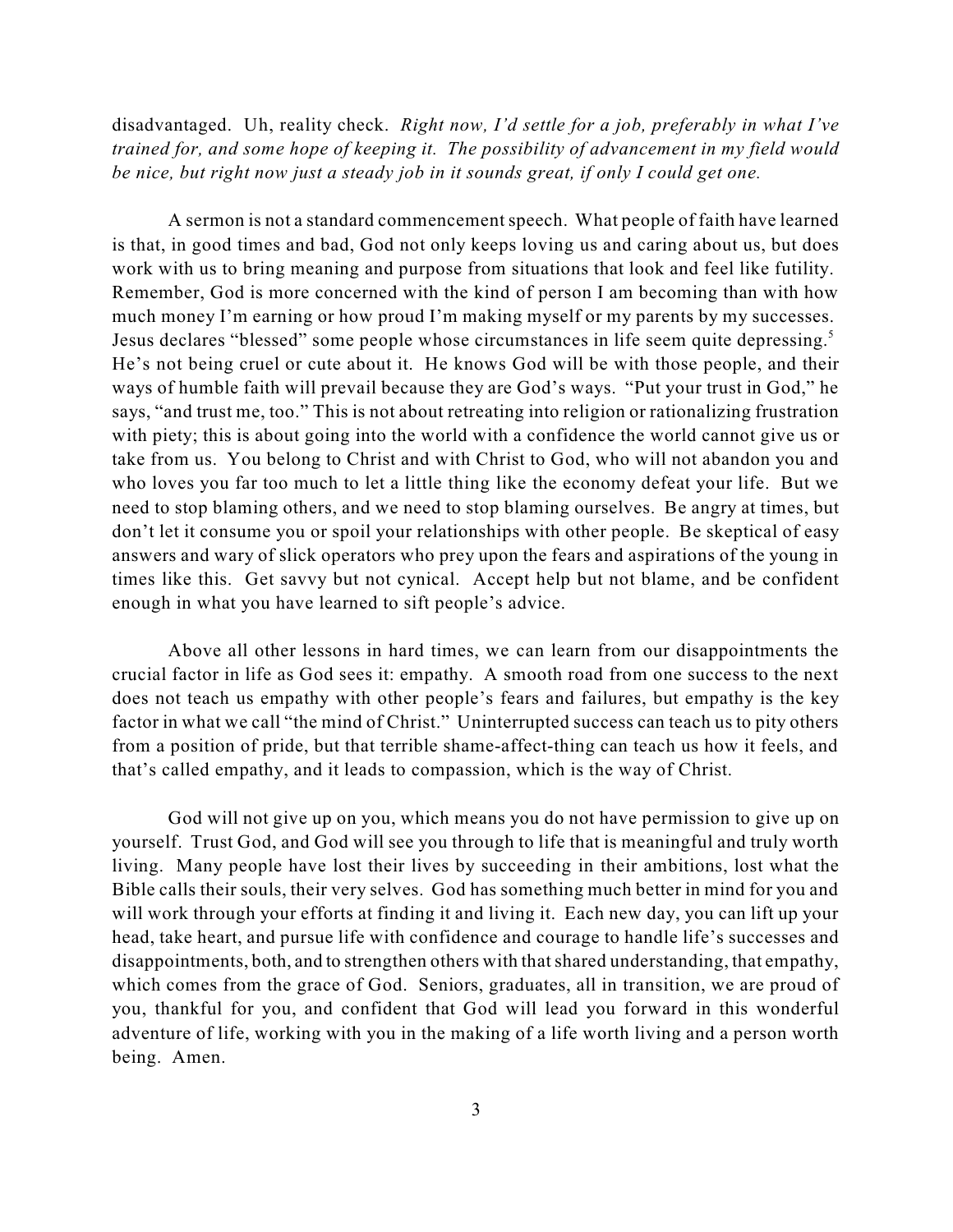disadvantaged. Uh, reality check. *Right now, I'd settle for a job, preferably in what I've trained for, and some hope of keeping it. The possibility of advancement in my field would be nice, but right now just a steady job in it sounds great, if only I could get one.*

A sermon is not a standard commencement speech. What people of faith have learned is that, in good times and bad, God not only keeps loving us and caring about us, but does work with us to bring meaning and purpose from situations that look and feel like futility. Remember, God is more concerned with the kind of person I am becoming than with how much money I'm earning or how proud I'm making myself or my parents by my successes. Jesus declares "blessed" some people whose circumstances in life seem quite depressing.[5] He's not being cruel or cute about it. He knows God will be with those people, and their ways of humble faith will prevail because they are God's ways. "Put your trust in God," he says, "and trust me, too." This is not about retreating into religion or rationalizing frustration with piety; this is about going into the world with a confidence the world cannot give us or take from us. You belong to Christ and with Christ to God, who will not abandon you and who loves you far too much to let a little thing like the economy defeat your life. But we need to stop blaming others, and we need to stop blaming ourselves. Be angry at times, but don't let it consume you or spoil your relationships with other people. Be skeptical of easy answers and wary of slick operators who prey upon the fears and aspirations of the young in times like this. Get savvy but not cynical. Accept help but not blame, and be confident enough in what you have learned to sift people's advice.

Above all other lessons in hard times, we can learn from our disappointments the crucial factor in life as God sees it: empathy. A smooth road from one success to the next does not teach us empathy with other people's fears and failures, but empathy is the key factor in what we call "the mind of Christ." Uninterrupted success can teach us to pity others from a position of pride, but that terrible shame-affect-thing can teach us how it feels, and that's called empathy, and it leads to compassion, which is the way of Christ.

God will not give up on you, which means you do not have permission to give up on yourself. Trust God, and God will see you through to life that is meaningful and truly worth living. Many people have lost their lives by succeeding in their ambitions, lost what the Bible calls their souls, their very selves. God has something much better in mind for you and will work through your efforts at finding it and living it. Each new day, you can lift up your head, take heart, and pursue life with confidence and courage to handle life's successes and disappointments, both, and to strengthen others with that shared understanding, that empathy, which comes from the grace of God. Seniors, graduates, all in transition, we are proud of you, thankful for you, and confident that God will lead you forward in this wonderful adventure of life, working with you in the making of a life worth living and a person worth being. Amen.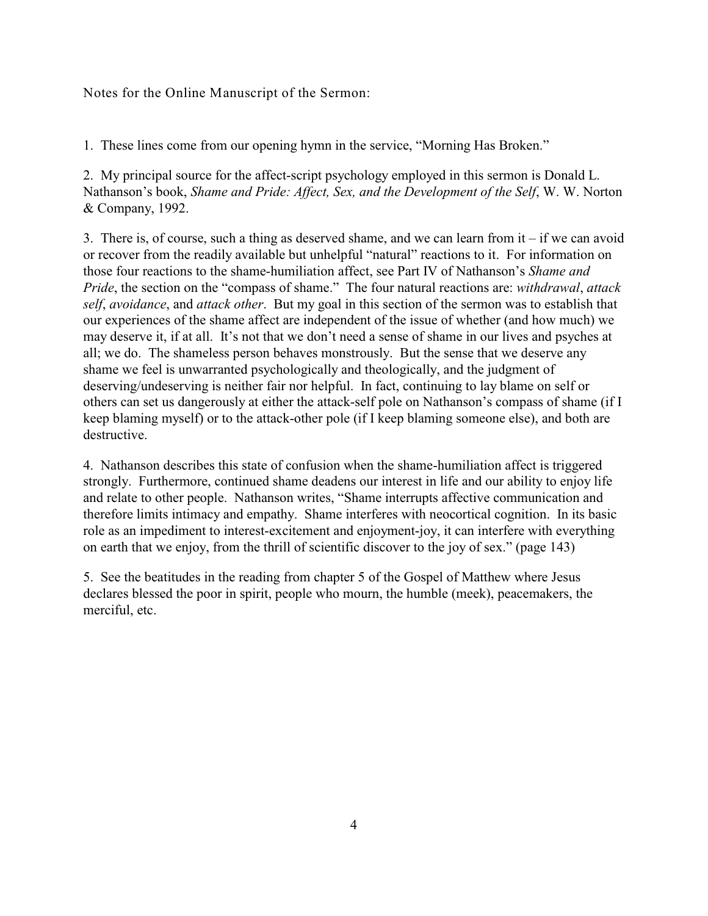Notes for the Online Manuscript of the Sermon:

1. These lines come from our opening hymn in the service, "Morning Has Broken."

2. My principal source for the affect-script psychology employed in this sermon is Donald L. Nathanson's book, *Shame and Pride: Affect, Sex, and the Development of the Self*, W. W. Norton & Company, 1992.

3. There is, of course, such a thing as deserved shame, and we can learn from it – if we can avoid or recover from the readily available but unhelpful "natural" reactions to it. For information on those four reactions to the shame-humiliation affect, see Part IV of Nathanson's *Shame and Pride*, the section on the "compass of shame." The four natural reactions are: *withdrawal*, *attack self*, *avoidance*, and *attack other*. But my goal in this section of the sermon was to establish that our experiences of the shame affect are independent of the issue of whether (and how much) we may deserve it, if at all. It's not that we don't need a sense of shame in our lives and psyches at all; we do. The shameless person behaves monstrously. But the sense that we deserve any shame we feel is unwarranted psychologically and theologically, and the judgment of deserving/undeserving is neither fair nor helpful. In fact, continuing to lay blame on self or others can set us dangerously at either the attack-self pole on Nathanson's compass of shame (if I keep blaming myself) or to the attack-other pole (if I keep blaming someone else), and both are destructive.

4. Nathanson describes this state of confusion when the shame-humiliation affect is triggered strongly. Furthermore, continued shame deadens our interest in life and our ability to enjoy life and relate to other people. Nathanson writes, "Shame interrupts affective communication and therefore limits intimacy and empathy. Shame interferes with neocortical cognition. In its basic role as an impediment to interest-excitement and enjoyment-joy, it can interfere with everything on earth that we enjoy, from the thrill of scientific discover to the joy of sex." (page 143)

5. See the beatitudes in the reading from chapter 5 of the Gospel of Matthew where Jesus declares blessed the poor in spirit, people who mourn, the humble (meek), peacemakers, the merciful, etc.